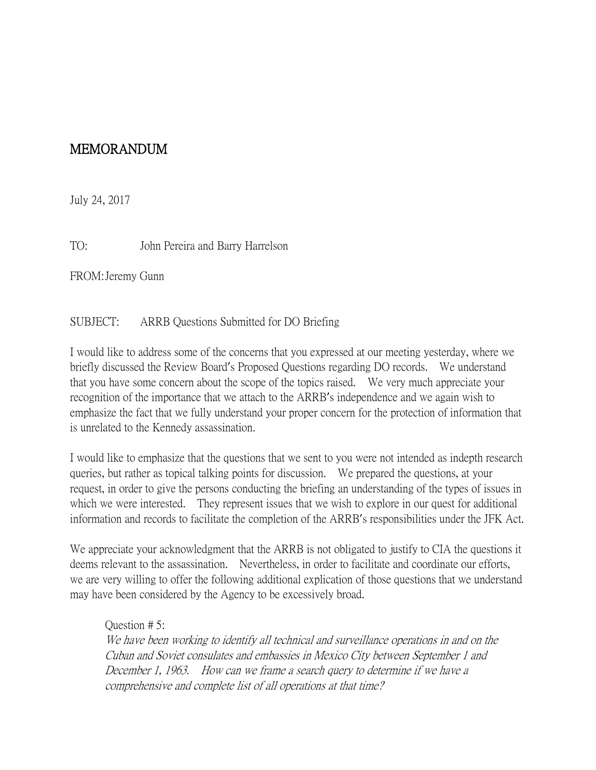# MEMORANDUM

July 24, 2017

TO: John Pereira and Barry Harrelson

FROM: Jeremy Gunn

SUBJECT: ARRB Questions Submitted for DO Briefing

I would like to address some of the concerns that you expressed at our meeting yesterday, where we briefly discussed the Review Board's Proposed Questions regarding DO records. We understand that you have some concern about the scope of the topics raised. We very much appreciate your recognition of the importance that we attach to the ARRB's independence and we again wish to emphasize the fact that we fully understand your proper concern for the protection of information that is unrelated to the Kennedy assassination.

I would like to emphasize that the questions that we sent to you were not intended as indepth research queries, but rather as topical talking points for discussion. We prepared the questions, at your request, in order to give the persons conducting the briefing an understanding of the types of issues in which we were interested. They represent issues that we wish to explore in our quest for additional information and records to facilitate the completion of the ARRB's responsibilities under the JFK Act.

We appreciate your acknowledgment that the ARRB is not obligated to justify to CIA the questions it deems relevant to the assassination. Nevertheless, in order to facilitate and coordinate our efforts, we are very willing to offer the following additional explication of those questions that we understand may have been considered by the Agency to be excessively broad.

> Question # 5:
> *We have been working to identify all technical and surveillance operations in and on the Cuban and Soviet consulates and embassies in Mexico City between September 1 and December 1, 1963. How can we frame a search query to determine if we have a comprehensive and complete list of all operations at that time?*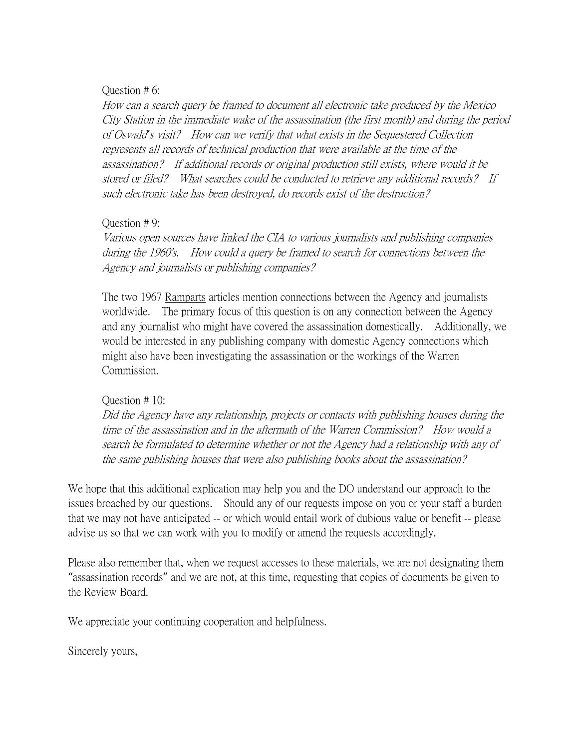Question # 6:

*How can a search query be framed to document all electronic take produced by the Mexico City Station in the immediate wake of the assassination (the first month) and during the period of Oswald's visit? How can we verify that what exists in the Sequestered Collection represents all records of technical production that were available at the time of the assassination? If additional records or original production still exists, where would it be stored or filed? What searches could be conducted to retrieve any additional records? If such electronic take has been destroyed, do records exist of the destruction?*

Question # 9:

*Various open sources have linked the CIA to various journalists and publishing companies during the 1960's. How could a query be framed to search for connections between the Agency and journalists or publishing companies?*

The two 1967 Ramparts articles mention connections between the Agency and journalists worldwide. The primary focus of this question is on any connection between the Agency and any journalist who might have covered the assassination domestically. Additionally, we would be interested in any publishing company with domestic Agency connections which might also have been investigating the assassination or the workings of the Warren Commission.

Question # 10:

*Did the Agency have any relationship, projects or contacts with publishing houses during the time of the assassination and in the aftermath of the Warren Commission? How would a search be formulated to determine whether or not the Agency had a relationship with any of the same publishing houses that were also publishing books about the assassination?*

We hope that this additional explication may help you and the DO understand our approach to the issues broached by our questions. Should any of our requests impose on you or your staff a burden that we may not have anticipated -- or which would entail work of dubious value or benefit -- please advise us so that we can work with you to modify or amend the requests accordingly.

Please also remember that, when we request accesses to these materials, we are not designating them "assassination records" and we are not, at this time, requesting that copies of documents be given to the Review Board.

We appreciate your continuing cooperation and helpfulness.

Sincerely yours,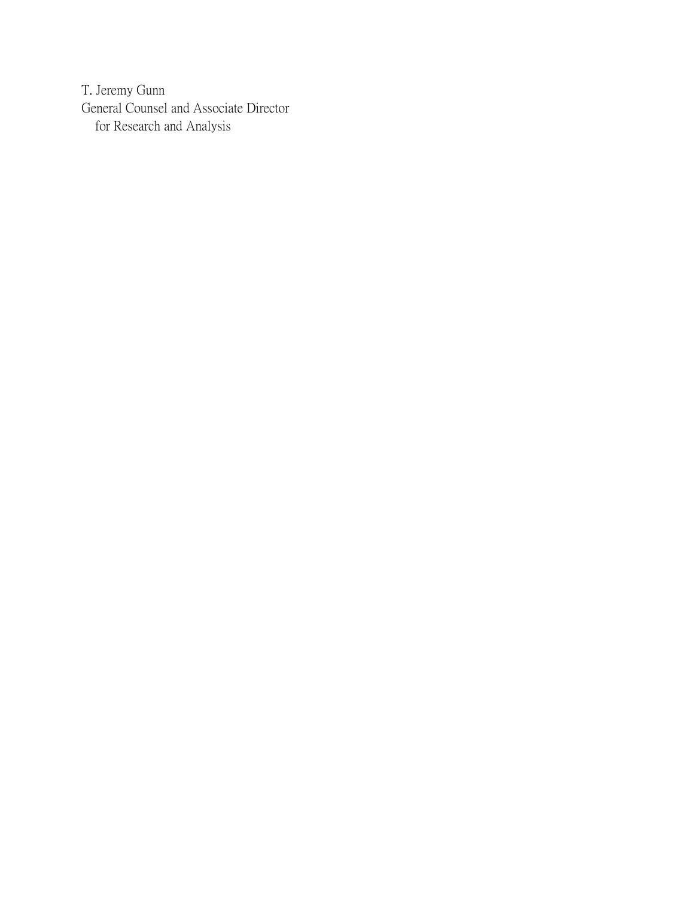T. Jeremy Gunn
General Counsel and Associate Director
for Research and Analysis